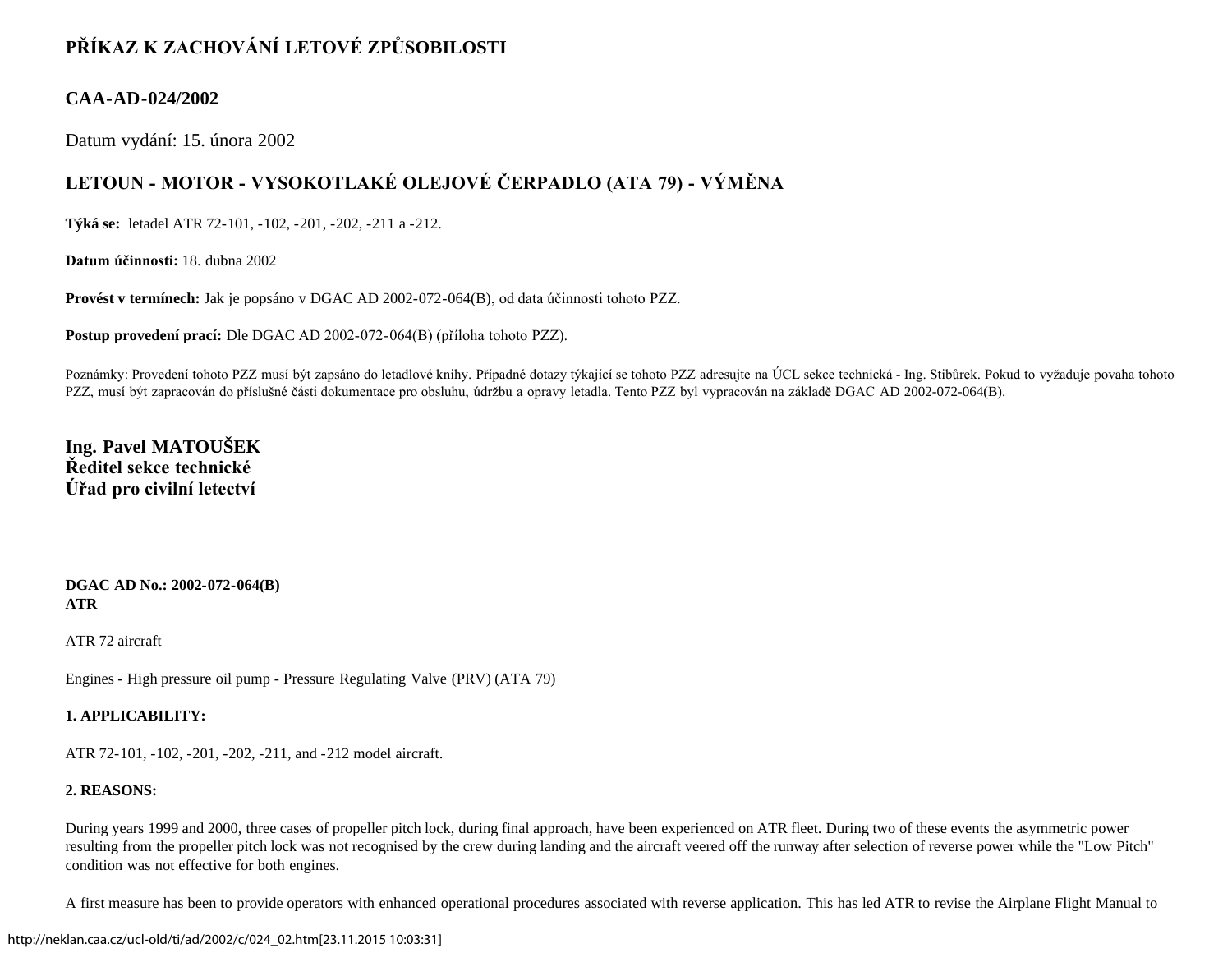# PŘÍKAZ K ZACHOVÁNÍ LETOVÉ ZPŮSOBILOSTI

## CAA-AD-024/2002

Datum vydání: 15. února 2002

## LETOUN - MOTOR - VYSOKOTLAKÉ OLEJOVÉ ČERPADLO (ATA 79) - VÝMĚNA

**Týká se:** letadel ATR 72-101, -102, -201, -202, -211 a -212.

**Datum účinnosti:** 18. dubna 2002

**Provést v termínech:** Jak je popsáno v DGAC AD 2002-072-064(B), od data účinnosti tohoto PZZ.

**Postup provedení prací:** Dle DGAC AD 2002-072-064(B) (příloha tohoto PZZ).

Poznámky: Provedení tohoto PZZ musí být zapsáno do letadlové knihy. Případné dotazy týkající se tohoto PZZ adresujte na ÚCL sekce technická - Ing. Stibůrek. Pokud to vyžaduje povaha tohoto PZZ, musí být zapracován do příslušné části dokumentace pro obsluhu, údržbu a opravy letadla. Tento PZZ byl vypracován na základě DGAC AD 2002-072-064(B).

**Ing. Pavel MATOUŠEK**
**Ředitel sekce technické**
**Úřad pro civilní letectví**

**DGAC AD No.: 2002-072-064(B)**
**ATR**

ATR 72 aircraft

Engines - High pressure oil pump - Pressure Regulating Valve (PRV) (ATA 79)

**1. APPLICABILITY:**

ATR 72-101, -102, -201, -202, -211, and -212 model aircraft.

**2. REASONS:**

During years 1999 and 2000, three cases of propeller pitch lock, during final approach, have been experienced on ATR fleet. During two of these events the asymmetric power resulting from the propeller pitch lock was not recognised by the crew during landing and the aircraft veered off the runway after selection of reverse power while the "Low Pitch" condition was not effective for both engines.

A first measure has been to provide operators with enhanced operational procedures associated with reverse application. This has led ATR to revise the Airplane Flight Manual to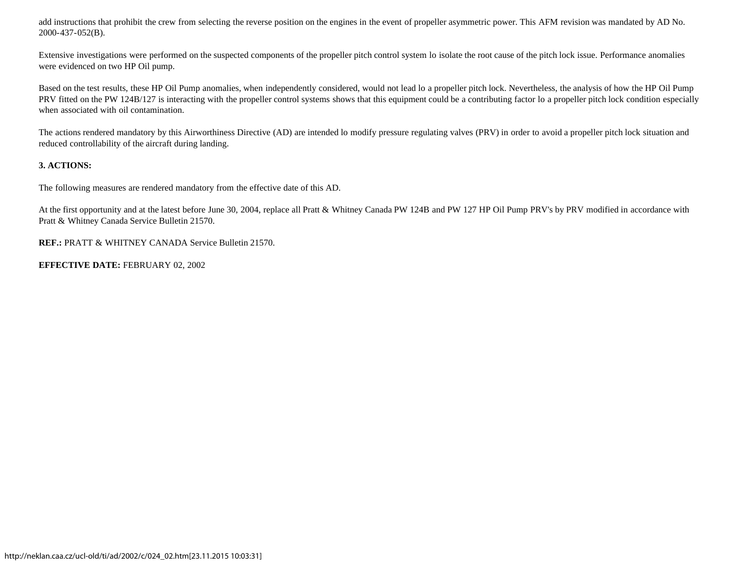add instructions that prohibit the crew from selecting the reverse position on the engines in the event of propeller asymmetric power. This AFM revision was mandated by AD No. 2000-437-052(B).

Extensive investigations were performed on the suspected components of the propeller pitch control system lo isolate the root cause of the pitch lock issue. Performance anomalies were evidenced on two HP Oil pump.

Based on the test results, these HP Oil Pump anomalies, when independently considered, would not lead lo a propeller pitch lock. Nevertheless, the analysis of how the HP Oil Pump PRV fitted on the PW 124B/127 is interacting with the propeller control systems shows that this equipment could be a contributing factor lo a propeller pitch lock condition especially when associated with oil contamination.

The actions rendered mandatory by this Airworthiness Directive (AD) are intended lo modify pressure regulating valves (PRV) in order to avoid a propeller pitch lock situation and reduced controllability of the aircraft during landing.

**3. ACTIONS:**

The following measures are rendered mandatory from the effective date of this AD.

At the first opportunity and at the latest before June 30, 2004, replace all Pratt & Whitney Canada PW 124B and PW 127 HP Oil Pump PRV's by PRV modified in accordance with Pratt & Whitney Canada Service Bulletin 21570.

**REF.:** PRATT & WHITNEY CANADA Service Bulletin 21570.

**EFFECTIVE DATE:** FEBRUARY 02, 2002